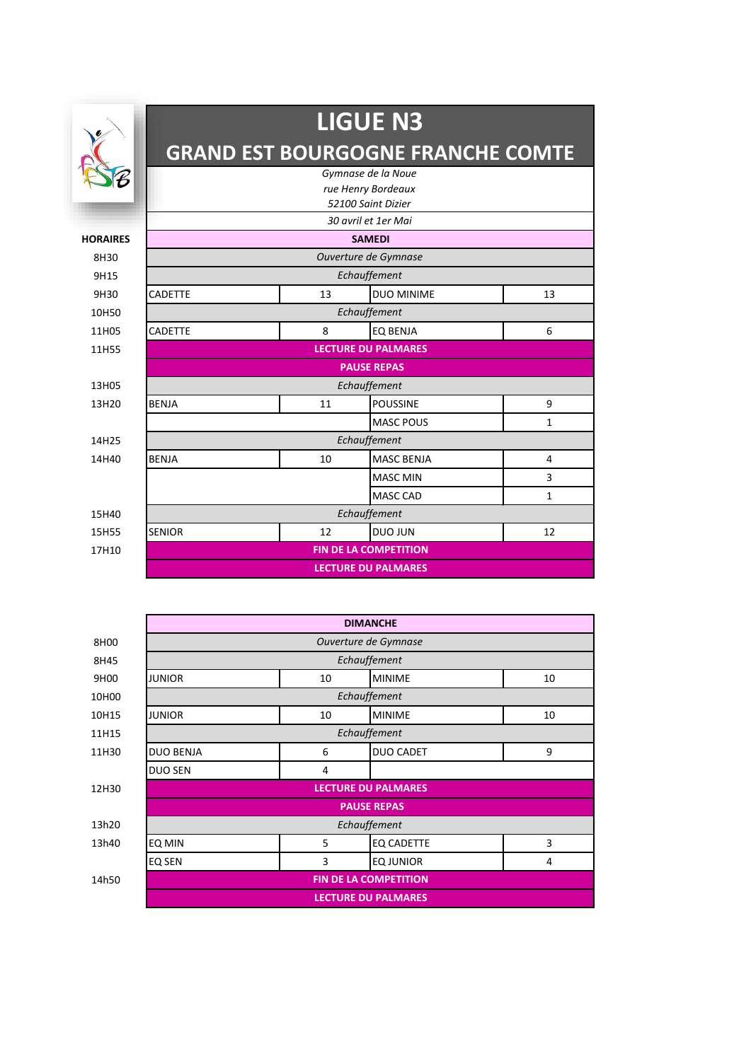# LIGUE N3

## GRAND EST BOURGOGNE FRANCHE COMTE

*Gymnase de la Noue*
*rue Henry Bordeaux*
*52100 Saint Dizier*

*30 avril et 1er Mai*

| HORAIRES | SAMEDI | | | |
|---|---|---|---|---|
| 8H30 | *Ouverture de Gymnase* | | | |
| 9H15 | *Echauffement* | | | |
| 9H30 | CADETTE | 13 | DUO MINIME | 13 |
| 10H50 | *Echauffement* | | | |
| 11H05 | CADETTE | 8 | EQ BENJA | 6 |
| 11H55 | **LECTURE DU PALMARES** | | | |
| | **PAUSE REPAS** | | | |
| 13H05 | *Echauffement* | | | |
| 13H20 | BENJA | 11 | POUSSINE | 9 |
| | | | MASC POUS | 1 |
| 14H25 | *Echauffement* | | | |
| 14H40 | BENJA | 10 | MASC BENJA | 4 |
| | | | MASC MIN | 3 |
| | | | MASC CAD | 1 |
| 15H40 | *Echauffement* | | | |
| 15H55 | SENIOR | 12 | DUO JUN | 12 |
| 17H10 | **FIN DE LA COMPETITION** | | | |
| | **LECTURE DU PALMARES** | | | |

| | DIMANCHE | | | |
|---|---|---|---|---|
| 8H00 | *Ouverture de Gymnase* | | | |
| 8H45 | *Echauffement* | | | |
| 9H00 | JUNIOR | 10 | MINIME | 10 |
| 10H00 | *Echauffement* | | | |
| 10H15 | JUNIOR | 10 | MINIME | 10 |
| 11H15 | *Echauffement* | | | |
| 11H30 | DUO BENJA | 6 | DUO CADET | 9 |
| | DUO SEN | 4 | | |
| 12H30 | **LECTURE DU PALMARES** | | | |
| | **PAUSE REPAS** | | | |
| 13h20 | *Echauffement* | | | |
| 13h40 | EQ MIN | 5 | EQ CADETTE | 3 |
| | EQ SEN | 3 | EQ JUNIOR | 4 |
| 14h50 | **FIN DE LA COMPETITION** | | | |
| | **LECTURE DU PALMARES** | | | |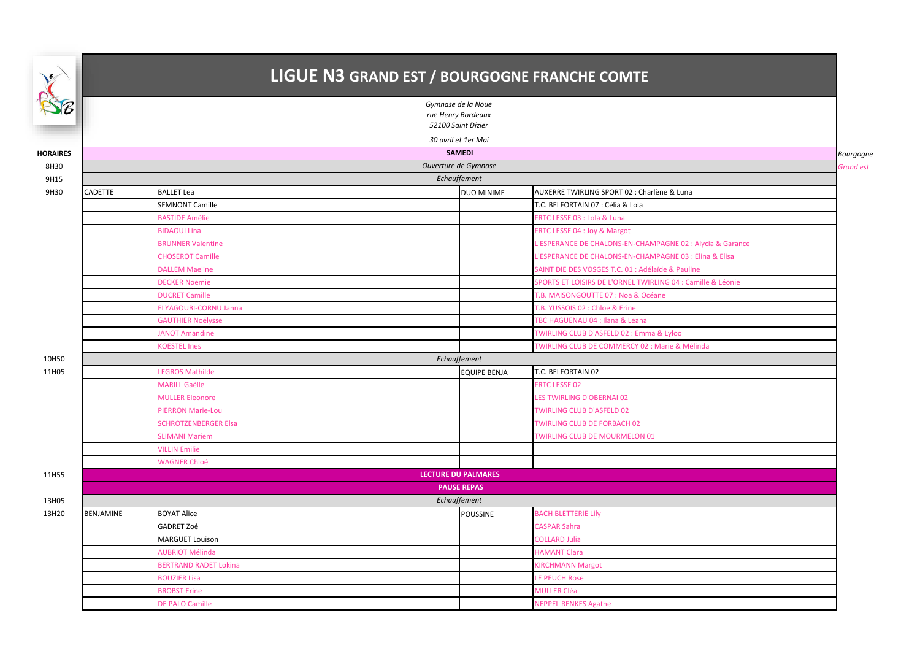# LIGUE N3 GRAND EST / BOURGOGNE FRANCHE COMTE

*Gymnase de la Noue*
*rue Henry Bordeaux*
*52100 Saint Dizier*

*30 avril et 1er Mai*

*Bourgogne*
*Grand est*

| HORAIRES | | | | |
|---|---|---|---|---|
| | **SAMEDI** | | | |
| 8H30 | *Ouverture de Gymnase* | | | |
| 9H15 | *Echauffement* | | | |
| 9H30 | CADETTE | BALLET Lea | DUO MINIME | AUXERRE TWIRLING SPORT 02 : Charlène & Luna |
| | | SEMNONT Camille | | T.C. BELFORTAIN 07 : Célia & Lola |
| | | BASTIDE Amélie | | FRTC LESSE 03 : Lola & Luna |
| | | BIDAOUI Lina | | FRTC LESSE 04 : Joy & Margot |
| | | BRUNNER Valentine | | L'ESPERANCE DE CHALONS-EN-CHAMPAGNE 02 : Alycia & Garance |
| | | CHOSEROT Camille | | L'ESPERANCE DE CHALONS-EN-CHAMPAGNE 03 : Elina & Elisa |
| | | DALLEM Maeline | | SAINT DIE DES VOSGES T.C. 01 : Adélaïde & Pauline |
| | | DECKER Noemie | | SPORTS ET LOISIRS DE L'ORNEL TWIRLING 04 : Camille & Léonie |
| | | DUCRET Camille | | T.B. MAISONGOUTTE 07 : Noa & Océane |
| | | ELYAGOUBI-CORNU Janna | | T.B. YUSSOIS 02 : Chloe & Erine |
| | | GAUTHIER Noëlysse | | TBC HAGUENAU 04 : Ilana & Leana |
| | | JANOT Amandine | | TWIRLING CLUB D'ASFELD 02 : Emma & Lyloo |
| | | KOESTEL Ines | | TWIRLING CLUB DE COMMERCY 02 : Marie & Mélinda |
| 10H50 | *Echauffement* | | | |
| 11H05 | | LEGROS Mathilde | EQUIPE BENJA | T.C. BELFORTAIN 02 |
| | | MARILL Gaëlle | | FRTC LESSE 02 |
| | | MULLER Eleonore | | LES TWIRLING D'OBERNAI 02 |
| | | PIERRON Marie-Lou | | TWIRLING CLUB D'ASFELD 02 |
| | | SCHROTZENBERGER Elsa | | TWIRLING CLUB DE FORBACH 02 |
| | | SLIMANI Mariem | | TWIRLING CLUB DE MOURMELON 01 |
| | | VILLIN Emilie | | |
| | | WAGNER Chloé | | |
| 11H55 | **LECTURE DU PALMARES** | | | |
| | **PAUSE REPAS** | | | |
| 13H05 | *Echauffement* | | | |
| 13H20 | BENJAMINE | BOYAT Alice | POUSSINE | BACH BLETTERIE Lily |
| | | GADRET Zoé | | CASPAR Sahra |
| | | MARGUET Louison | | COLLARD Julia |
| | | AUBRIOT Mélinda | | HAMANT Clara |
| | | BERTRAND RADET Lokina | | KIRCHMANN Margot |
| | | BOUZIER Lisa | | LE PEUCH Rose |
| | | BROBST Erine | | MULLER Cléa |
| | | DE PALO Camille | | NEPPEL RENKES Agathe |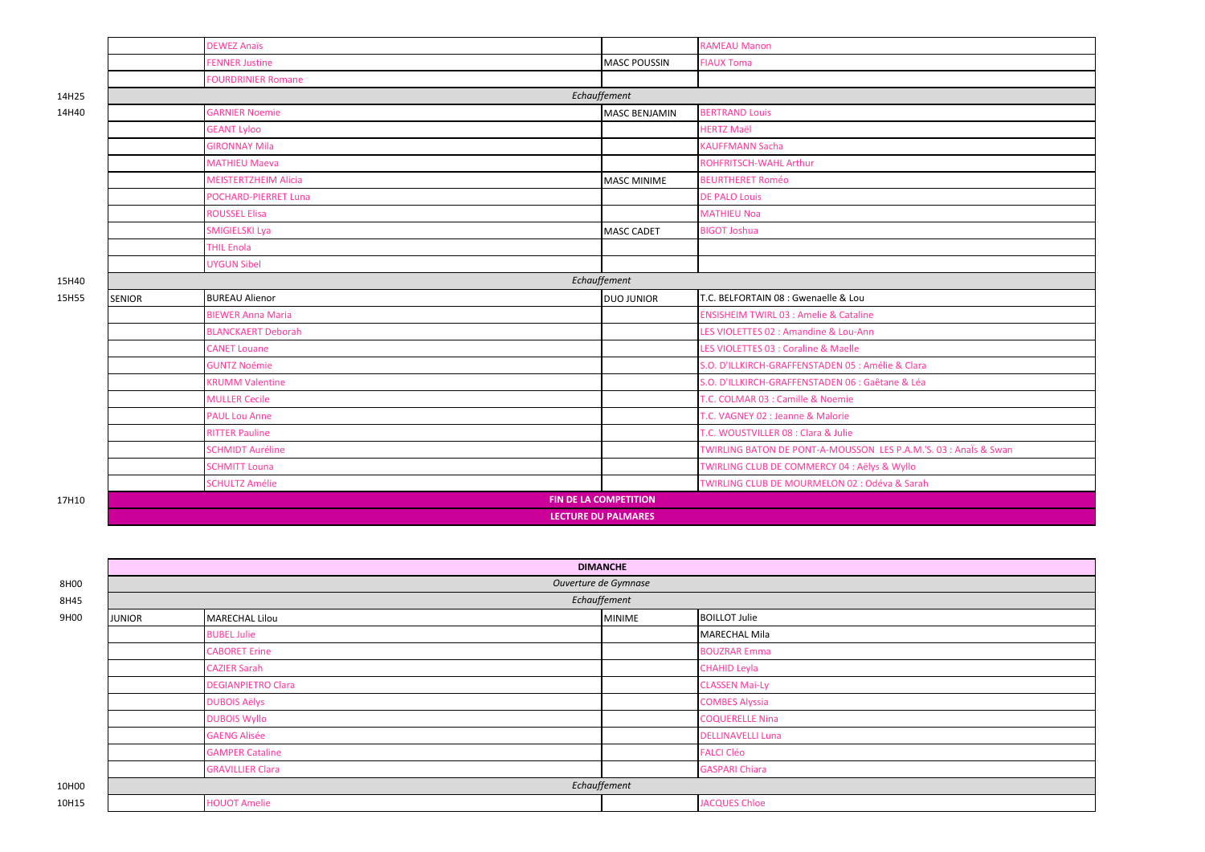| | | | | |
|---|---|---|---|---|
| | | DEWEZ Anaïs | | RAMEAU Manon |
| | | FENNER Justine | MASC POUSSIN | FIAUX Toma |
| | | FOURDRINIER Romane | | |
| 14H25 | *Echauffement* | | | |
| 14H40 | | GARNIER Noemie | MASC BENJAMIN | BERTRAND Louis |
| | | GEANT Lyloo | | HERTZ Maël |
| | | GIRONNAY Mila | | KAUFFMANN Sacha |
| | | MATHIEU Maeva | | ROHFRITSCH-WAHL Arthur |
| | | MEISTERTZHEIM Alicia | MASC MINIME | BEURTHERET Roméo |
| | | POCHARD-PIERRET Luna | | DE PALO Louis |
| | | ROUSSEL Elisa | | MATHIEU Noa |
| | | SMIGIELSKI Lya | MASC CADET | BIGOT Joshua |
| | | THIL Enola | | |
| | | UYGUN Sibel | | |
| 15H40 | *Echauffement* | | | |
| 15H55 | SENIOR | BUREAU Alienor | DUO JUNIOR | T.C. BELFORTAIN 08 : Gwenaelle & Lou |
| | | BIEWER Anna Maria | | ENSISHEIM TWIRL 03 : Amelie & Cataline |
| | | BLANCKAERT Deborah | | LES VIOLETTES 02 : Amandine & Lou-Ann |
| | | CANET Louane | | LES VIOLETTES 03 : Coraline & Maelle |
| | | GUNTZ Noémie | | S.O. D'ILLKIRCH-GRAFFENSTADEN 05 : Amélie & Clara |
| | | KRUMM Valentine | | S.O. D'ILLKIRCH-GRAFFENSTADEN 06 : Gaëtane & Léa |
| | | MULLER Cecile | | T.C. COLMAR 03 : Camille & Noemie |
| | | PAUL Lou Anne | | T.C. VAGNEY 02 : Jeanne & Malorie |
| | | RITTER Pauline | | T.C. WOUSTVILLER 08 : Clara & Julie |
| | | SCHMIDT Auréline | | TWIRLING BATON DE PONT-A-MOUSSON LES P.A.M.'S. 03 : Anaïs & Swan |
| | | SCHMITT Louna | | TWIRLING CLUB DE COMMERCY 04 : Aëlys & Wyllo |
| | | SCHULTZ Amélie | | TWIRLING CLUB DE MOURMELON 02 : Odéva & Sarah |
| 17H10 | **FIN DE LA COMPETITION** | | | |
| | **LECTURE DU PALMARES** | | | |

| | | | | |
|---|---|---|---|---|
| | **DIMANCHE** | | | |
| 8H00 | *Ouverture de Gymnase* | | | |
| 8H45 | *Echauffement* | | | |
| 9H00 | JUNIOR | MARECHAL Lilou | MINIME | BOILLOT Julie |
| | | BUBEL Julie | | MARECHAL Mila |
| | | CABORET Erine | | BOUZRAR Emma |
| | | CAZIER Sarah | | CHAHID Leyla |
| | | DEGIANPIETRO Clara | | CLASSEN Mai-Ly |
| | | DUBOIS Aëlys | | COMBES Alyssia |
| | | DUBOIS Wyllo | | COQUERELLE Nina |
| | | GAENG Alisée | | DELLINAVELLI Luna |
| | | GAMPER Cataline | | FALCI Cléo |
| | | GRAVILLIER Clara | | GASPARI Chiara |
| 10H00 | *Echauffement* | | | |
| 10H15 | | HOUOT Amelie | | JACQUES Chloe |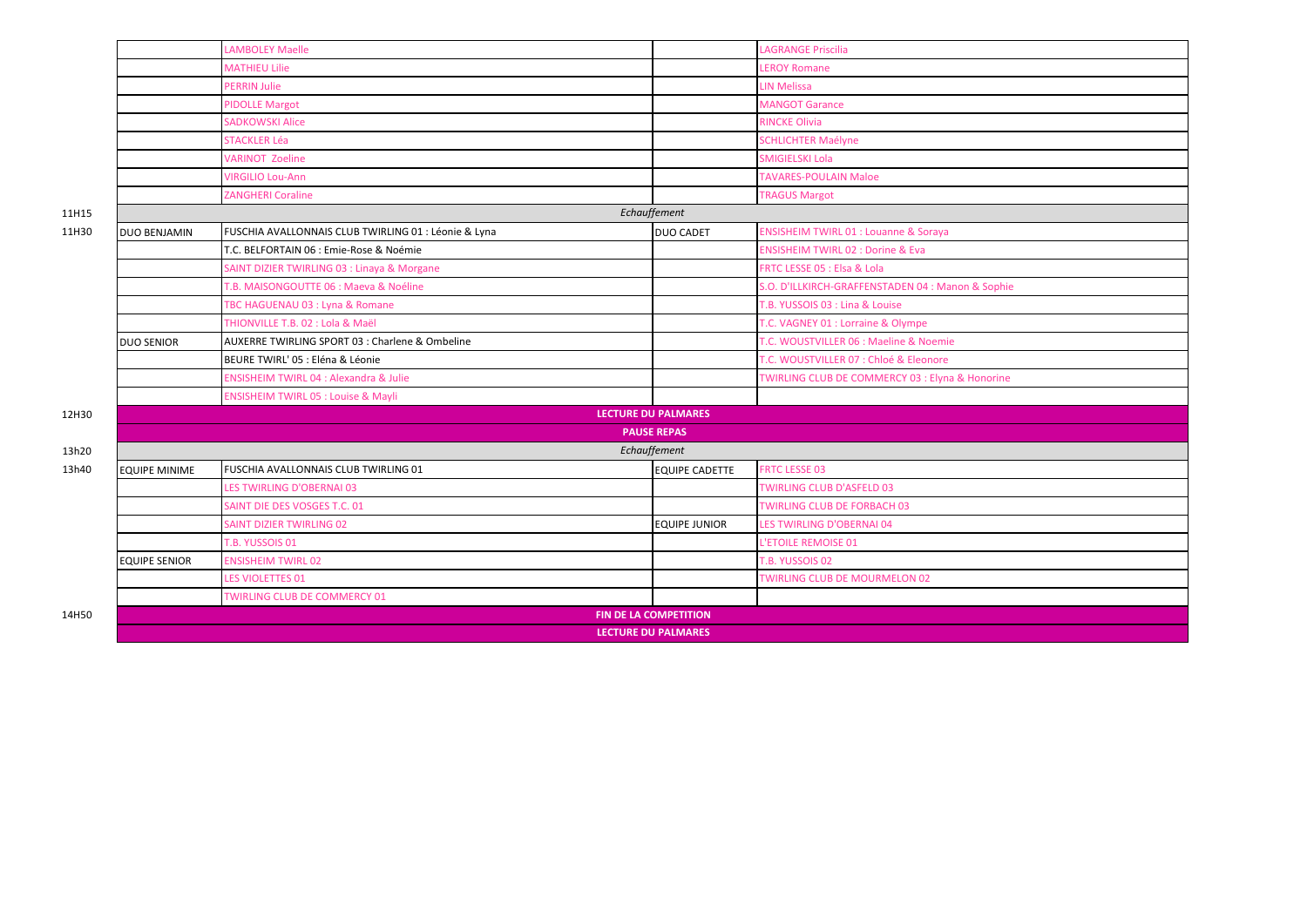| | | | | |
|---|---|---|---|---|
| | | LAMBOLEY Maelle | | LAGRANGE Priscilia |
| | | MATHIEU Lilie | | LEROY Romane |
| | | PERRIN Julie | | LIN Melissa |
| | | PIDOLLE Margot | | MANGOT Garance |
| | | SADKOWSKI Alice | | RINCKE Olivia |
| | | STACKLER Léa | | SCHLICHTER Maélyne |
| | | VARINOT Zoeline | | SMIGIELSKI Lola |
| | | VIRGILIO Lou-Ann | | TAVARES-POULAIN Maloe |
| | | ZANGHERI Coraline | | TRAGUS Margot |
| 11H15 | *Echauffement* | | | |
| 11H30 | DUO BENJAMIN | FUSCHIA AVALLONNAIS CLUB TWIRLING 01 : Léonie & Lyna | DUO CADET | ENSISHEIM TWIRL 01 : Louanne & Soraya |
| | | T.C. BELFORTAIN 06 : Emie-Rose & Noémie | | ENSISHEIM TWIRL 02 : Dorine & Eva |
| | | SAINT DIZIER TWIRLING 03 : Linaya & Morgane | | FRTC LESSE 05 : Elsa & Lola |
| | | T.B. MAISONGOUTTE 06 : Maeva & Noéline | | S.O. D'ILLKIRCH-GRAFFENSTADEN 04 : Manon & Sophie |
| | | TBC HAGUENAU 03 : Lyna & Romane | | T.B. YUSSOIS 03 : Lina & Louise |
| | | THIONVILLE T.B. 02 : Lola & Maël | | T.C. VAGNEY 01 : Lorraine & Olympe |
| | DUO SENIOR | AUXERRE TWIRLING SPORT 03 : Charlene & Ombeline | | T.C. WOUSTVILLER 06 : Maeline & Noemie |
| | | BEURE TWIRL' 05 : Eléna & Léonie | | T.C. WOUSTVILLER 07 : Chloé & Eleonore |
| | | ENSISHEIM TWIRL 04 : Alexandra & Julie | | TWIRLING CLUB DE COMMERCY 03 : Elyna & Honorine |
| | | ENSISHEIM TWIRL 05 : Louise & Mayli | | |
| 12H30 | **LECTURE DU PALMARES** | | | |
| | **PAUSE REPAS** | | | |
| 13h20 | *Echauffement* | | | |
| 13h40 | EQUIPE MINIME | FUSCHIA AVALLONNAIS CLUB TWIRLING 01 | EQUIPE CADETTE | FRTC LESSE 03 |
| | | LES TWIRLING D'OBERNAI 03 | | TWIRLING CLUB D'ASFELD 03 |
| | | SAINT DIE DES VOSGES T.C. 01 | | TWIRLING CLUB DE FORBACH 03 |
| | | SAINT DIZIER TWIRLING 02 | EQUIPE JUNIOR | LES TWIRLING D'OBERNAI 04 |
| | | T.B. YUSSOIS 01 | | L'ETOILE REMOISE 01 |
| | EQUIPE SENIOR | ENSISHEIM TWIRL 02 | | T.B. YUSSOIS 02 |
| | | LES VIOLETTES 01 | | TWIRLING CLUB DE MOURMELON 02 |
| | | TWIRLING CLUB DE COMMERCY 01 | | |
| 14H50 | **FIN DE LA COMPETITION** | | | |
| | **LECTURE DU PALMARES** | | | |